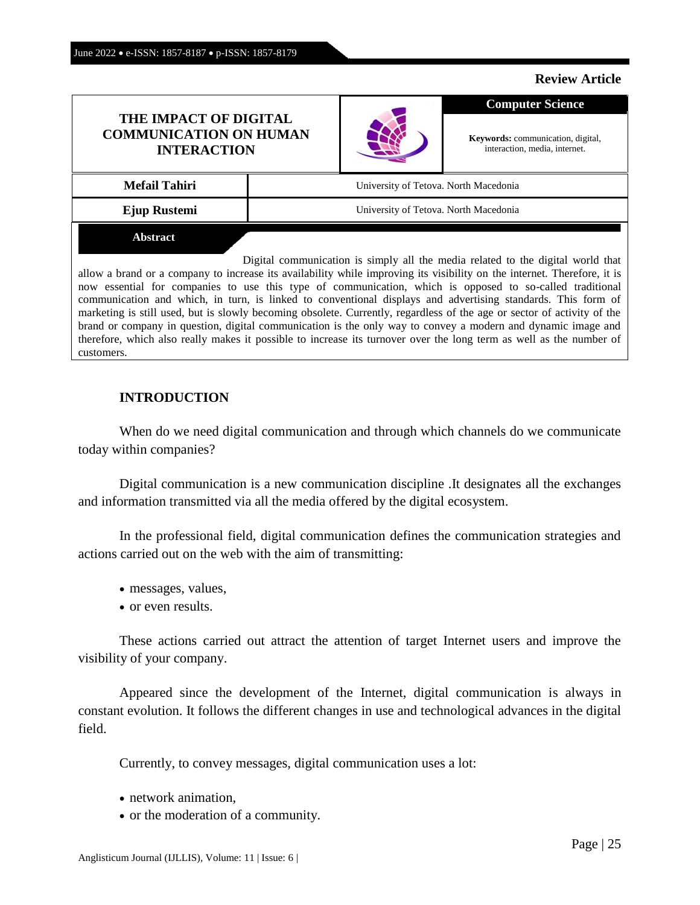**Review Article**

# THE IMPACT OF DIGITAL COMMUNICATION ON HUMAN INTERACTION

**Computer Science**

**Keywords:** communication, digital, interaction, media, internet.

| | |
|---|---|
| **Mefail Tahiri** | University of Tetova. North Macedonia |
| **Ejup Rustemi** | University of Tetova. North Macedonia |

**Abstract**

Digital communication is simply all the media related to the digital world that allow a brand or a company to increase its availability while improving its visibility on the internet. Therefore, it is now essential for companies to use this type of communication, which is opposed to so-called traditional communication and which, in turn, is linked to conventional displays and advertising standards. This form of marketing is still used, but is slowly becoming obsolete. Currently, regardless of the age or sector of activity of the brand or company in question, digital communication is the only way to convey a modern and dynamic image and therefore, which also really makes it possible to increase its turnover over the long term as well as the number of customers.

## INTRODUCTION

When do we need digital communication and through which channels do we communicate today within companies?

Digital communication is a new communication discipline .It designates all the exchanges and information transmitted via all the media offered by the digital ecosystem.

In the professional field, digital communication defines the communication strategies and actions carried out on the web with the aim of transmitting:

- messages, values,
- or even results.

These actions carried out attract the attention of target Internet users and improve the visibility of your company.

Appeared since the development of the Internet, digital communication is always in constant evolution. It follows the different changes in use and technological advances in the digital field.

Currently, to convey messages, digital communication uses a lot:

- network animation,
- or the moderation of a community.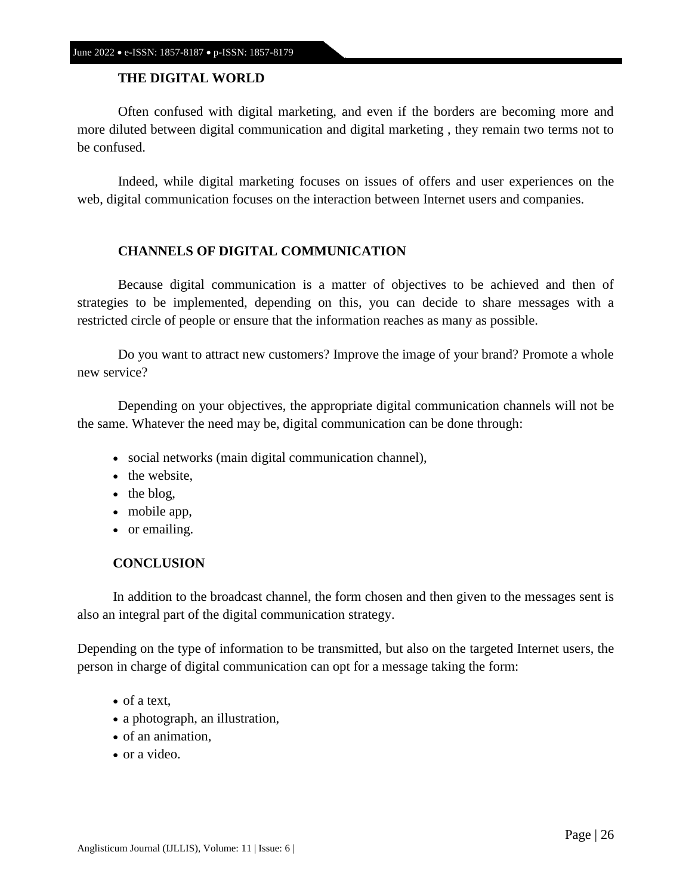## THE DIGITAL WORLD

Often confused with digital marketing, and even if the borders are becoming more and more diluted between digital communication and digital marketing , they remain two terms not to be confused.

Indeed, while digital marketing focuses on issues of offers and user experiences on the web, digital communication focuses on the interaction between Internet users and companies.

## CHANNELS OF DIGITAL COMMUNICATION

Because digital communication is a matter of objectives to be achieved and then of strategies to be implemented, depending on this, you can decide to share messages with a restricted circle of people or ensure that the information reaches as many as possible.

Do you want to attract new customers? Improve the image of your brand? Promote a whole new service?

Depending on your objectives, the appropriate digital communication channels will not be the same. Whatever the need may be, digital communication can be done through:

- social networks (main digital communication channel),
- the website,
- the blog,
- mobile app,
- or emailing.

## CONCLUSION

In addition to the broadcast channel, the form chosen and then given to the messages sent is also an integral part of the digital communication strategy.

Depending on the type of information to be transmitted, but also on the targeted Internet users, the person in charge of digital communication can opt for a message taking the form:

- of a text,
- a photograph, an illustration,
- of an animation,
- or a video.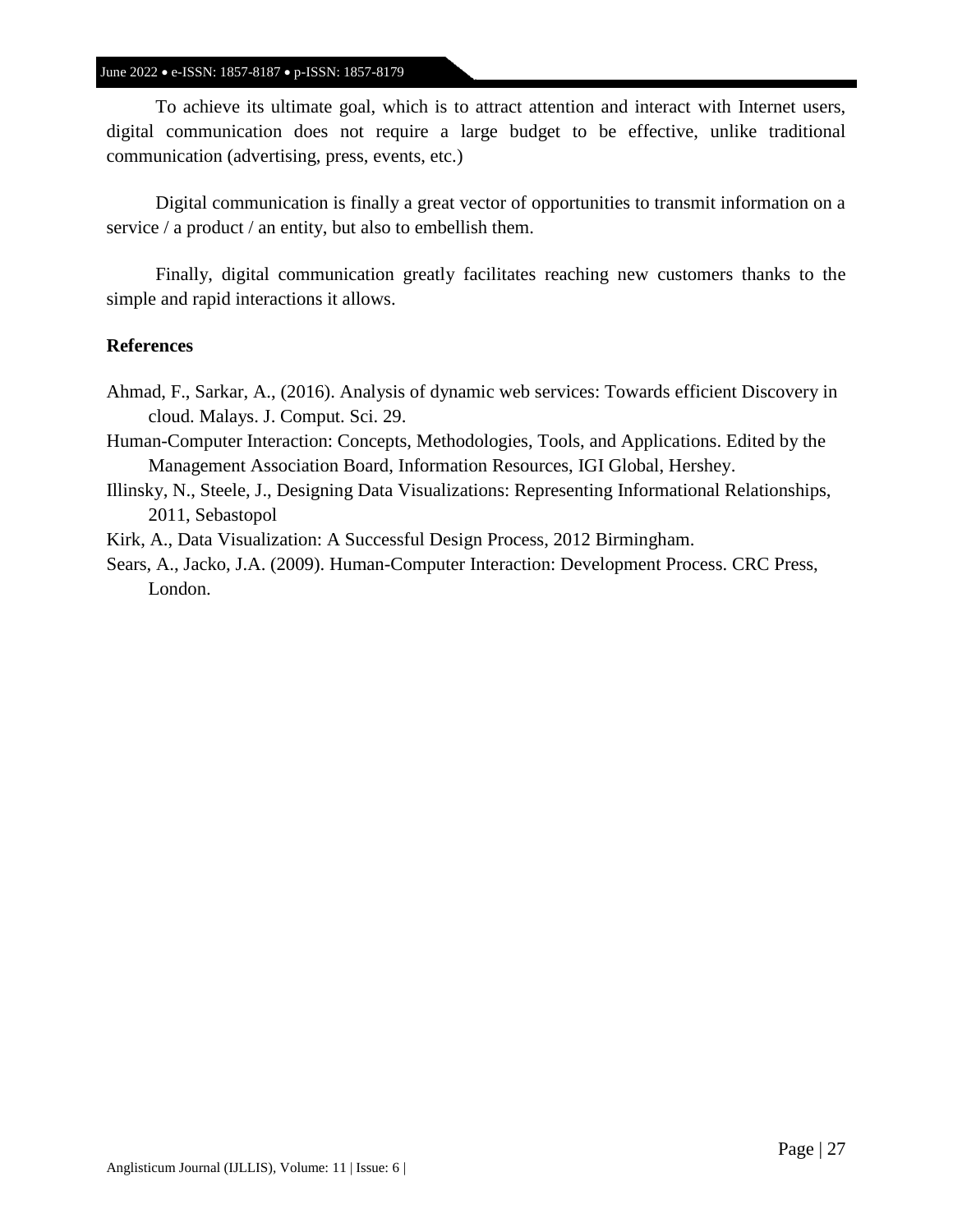To achieve its ultimate goal, which is to attract attention and interact with Internet users, digital communication does not require a large budget to be effective, unlike traditional communication (advertising, press, events, etc.)

Digital communication is finally a great vector of opportunities to transmit information on a service / a product / an entity, but also to embellish them.

Finally, digital communication greatly facilitates reaching new customers thanks to the simple and rapid interactions it allows.

## References

Ahmad, F., Sarkar, A., (2016). Analysis of dynamic web services: Towards efficient Discovery in cloud. Malays. J. Comput. Sci. 29.

Human-Computer Interaction: Concepts, Methodologies, Tools, and Applications. Edited by the Management Association Board, Information Resources, IGI Global, Hershey.

Illinsky, N., Steele, J., Designing Data Visualizations: Representing Informational Relationships, 2011, Sebastopol

Kirk, A., Data Visualization: A Successful Design Process, 2012 Birmingham.

Sears, A., Jacko, J.A. (2009). Human-Computer Interaction: Development Process. CRC Press, London.